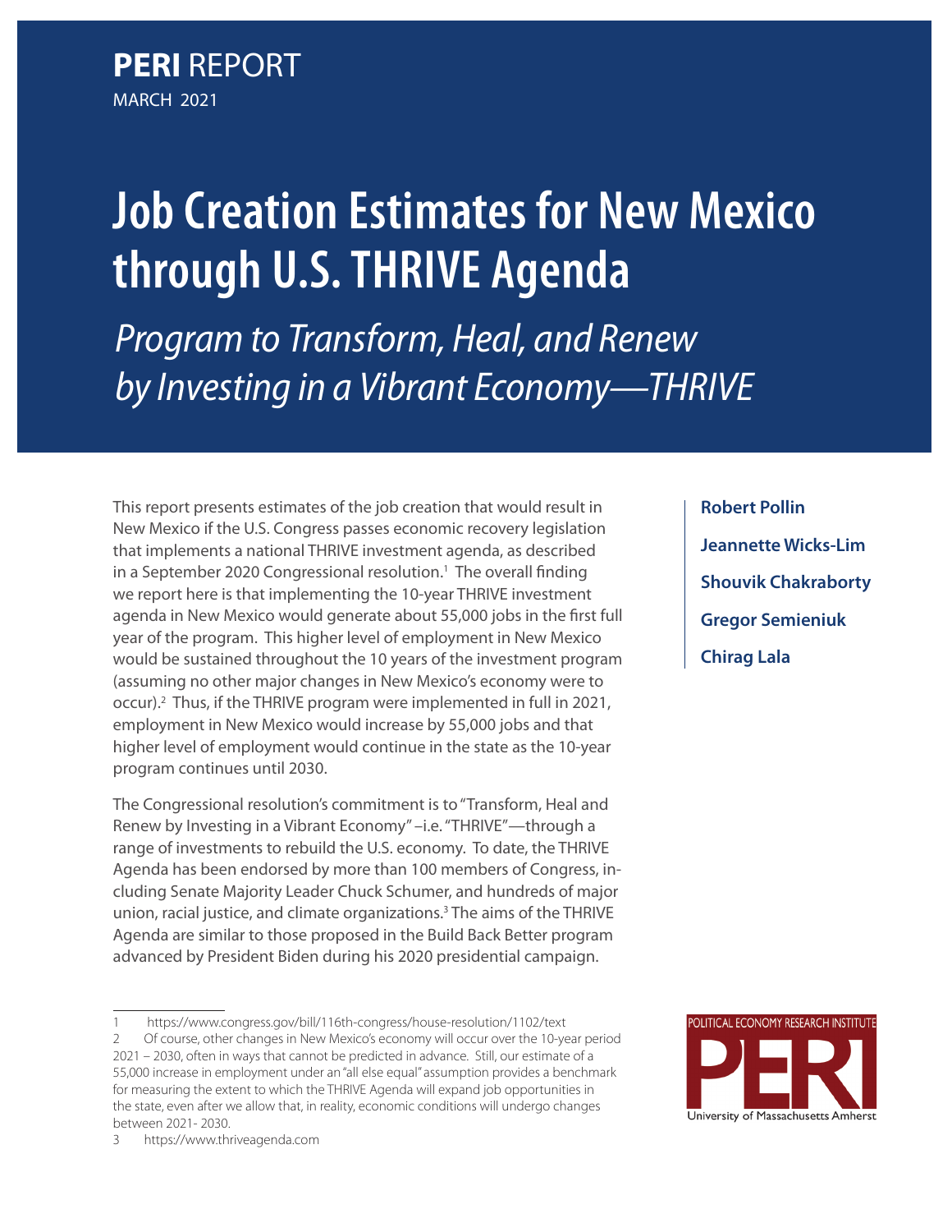**PERI** REPORT
MARCH 2021

# Job Creation Estimates for New Mexico through U.S. THRIVE Agenda

## *Program to Transform, Heal, and Renew by Investing in a Vibrant Economy—THRIVE*

**Robert Pollin**
**Jeannette Wicks-Lim**
**Shouvik Chakraborty**
**Gregor Semieniuk**
**Chirag Lala**

This report presents estimates of the job creation that would result in New Mexico if the U.S. Congress passes economic recovery legislation that implements a national THRIVE investment agenda, as described in a September 2020 Congressional resolution.[1] The overall finding we report here is that implementing the 10-year THRIVE investment agenda in New Mexico would generate about 55,000 jobs in the first full year of the program. This higher level of employment in New Mexico would be sustained throughout the 10 years of the investment program (assuming no other major changes in New Mexico's economy were to occur).[2] Thus, if the THRIVE program were implemented in full in 2021, employment in New Mexico would increase by 55,000 jobs and that higher level of employment would continue in the state as the 10-year program continues until 2030.

The Congressional resolution's commitment is to "Transform, Heal and Renew by Investing in a Vibrant Economy" –i.e. "THRIVE"—through a range of investments to rebuild the U.S. economy. To date, the THRIVE Agenda has been endorsed by more than 100 members of Congress, including Senate Majority Leader Chuck Schumer, and hundreds of major union, racial justice, and climate organizations.[3] The aims of the THRIVE Agenda are similar to those proposed in the Build Back Better program advanced by President Biden during his 2020 presidential campaign.

---

1 https://www.congress.gov/bill/116th-congress/house-resolution/1102/text

2 Of course, other changes in New Mexico's economy will occur over the 10-year period 2021 – 2030, often in ways that cannot be predicted in advance. Still, our estimate of a 55,000 increase in employment under an "all else equal" assumption provides a benchmark for measuring the extent to which the THRIVE Agenda will expand job opportunities in the state, even after we allow that, in reality, economic conditions will undergo changes between 2021- 2030.

3 https://www.thriveagenda.com

POLITICAL ECONOMY RESEARCH INSTITUTE
PERI
University of Massachusetts Amherst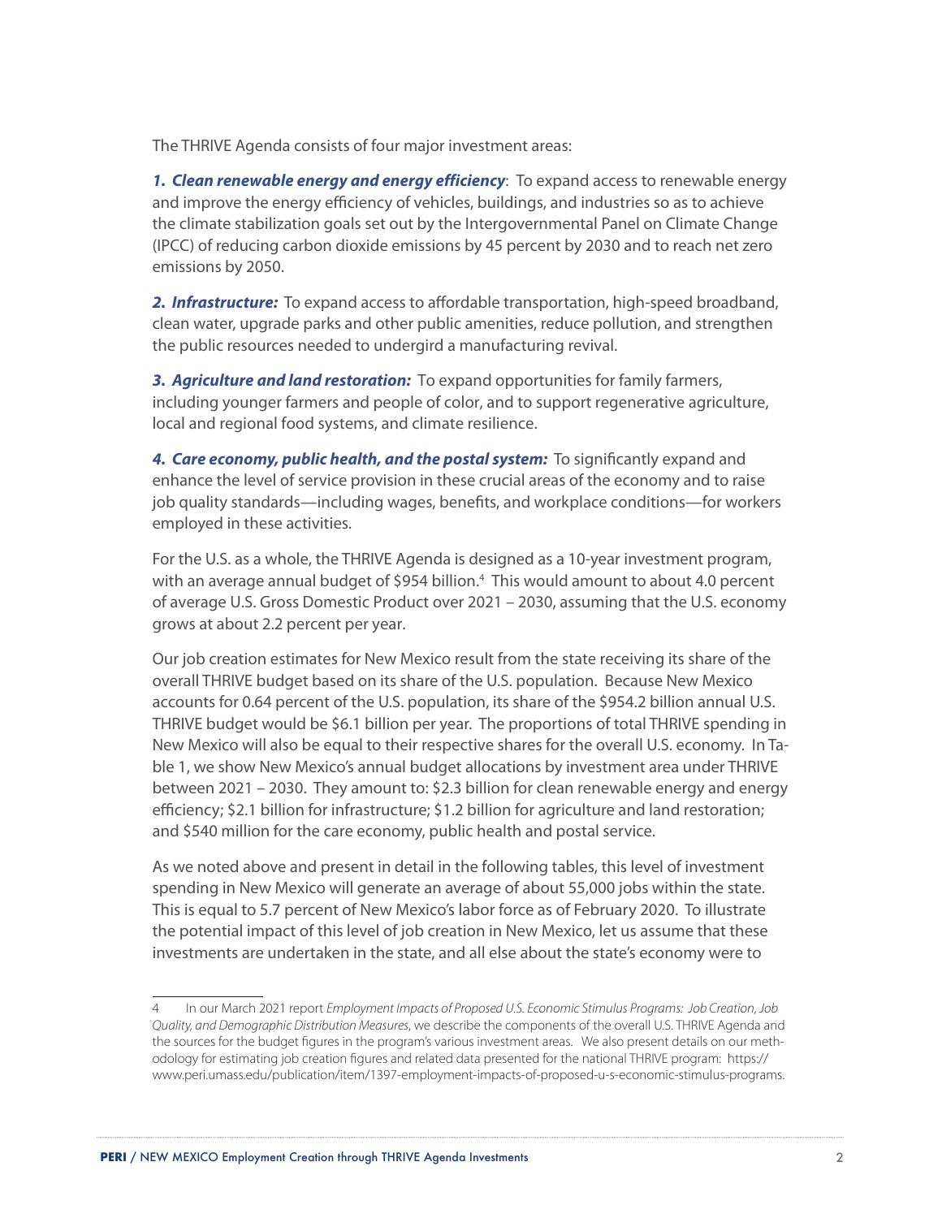The THRIVE Agenda consists of four major investment areas:

1. ***Clean renewable energy and energy efficiency***: To expand access to renewable energy and improve the energy efficiency of vehicles, buildings, and industries so as to achieve the climate stabilization goals set out by the Intergovernmental Panel on Climate Change (IPCC) of reducing carbon dioxide emissions by 45 percent by 2030 and to reach net zero emissions by 2050.

2. ***Infrastructure:*** To expand access to affordable transportation, high-speed broadband, clean water, upgrade parks and other public amenities, reduce pollution, and strengthen the public resources needed to undergird a manufacturing revival.

3. ***Agriculture and land restoration:*** To expand opportunities for family farmers, including younger farmers and people of color, and to support regenerative agriculture, local and regional food systems, and climate resilience.

4. ***Care economy, public health, and the postal system:*** To significantly expand and enhance the level of service provision in these crucial areas of the economy and to raise job quality standards—including wages, benefits, and workplace conditions—for workers employed in these activities.

For the U.S. as a whole, the THRIVE Agenda is designed as a 10-year investment program, with an average annual budget of $954 billion.[4] This would amount to about 4.0 percent of average U.S. Gross Domestic Product over 2021 – 2030, assuming that the U.S. economy grows at about 2.2 percent per year.

Our job creation estimates for New Mexico result from the state receiving its share of the overall THRIVE budget based on its share of the U.S. population. Because New Mexico accounts for 0.64 percent of the U.S. population, its share of the $954.2 billion annual U.S. THRIVE budget would be $6.1 billion per year. The proportions of total THRIVE spending in New Mexico will also be equal to their respective shares for the overall U.S. economy. In Table 1, we show New Mexico's annual budget allocations by investment area under THRIVE between 2021 – 2030. They amount to: $2.3 billion for clean renewable energy and energy efficiency; $2.1 billion for infrastructure; $1.2 billion for agriculture and land restoration; and $540 million for the care economy, public health and postal service.

As we noted above and present in detail in the following tables, this level of investment spending in New Mexico will generate an average of about 55,000 jobs within the state. This is equal to 5.7 percent of New Mexico's labor force as of February 2020. To illustrate the potential impact of this level of job creation in New Mexico, let us assume that these investments are undertaken in the state, and all else about the state's economy were to

---

4 In our March 2021 report *Employment Impacts of Proposed U.S. Economic Stimulus Programs: Job Creation, Job Quality, and Demographic Distribution Measures*, we describe the components of the overall U.S. THRIVE Agenda and the sources for the budget figures in the program's various investment areas. We also present details on our methodology for estimating job creation figures and related data presented for the national THRIVE program: https://www.peri.umass.edu/publication/item/1397-employment-impacts-of-proposed-u-s-economic-stimulus-programs.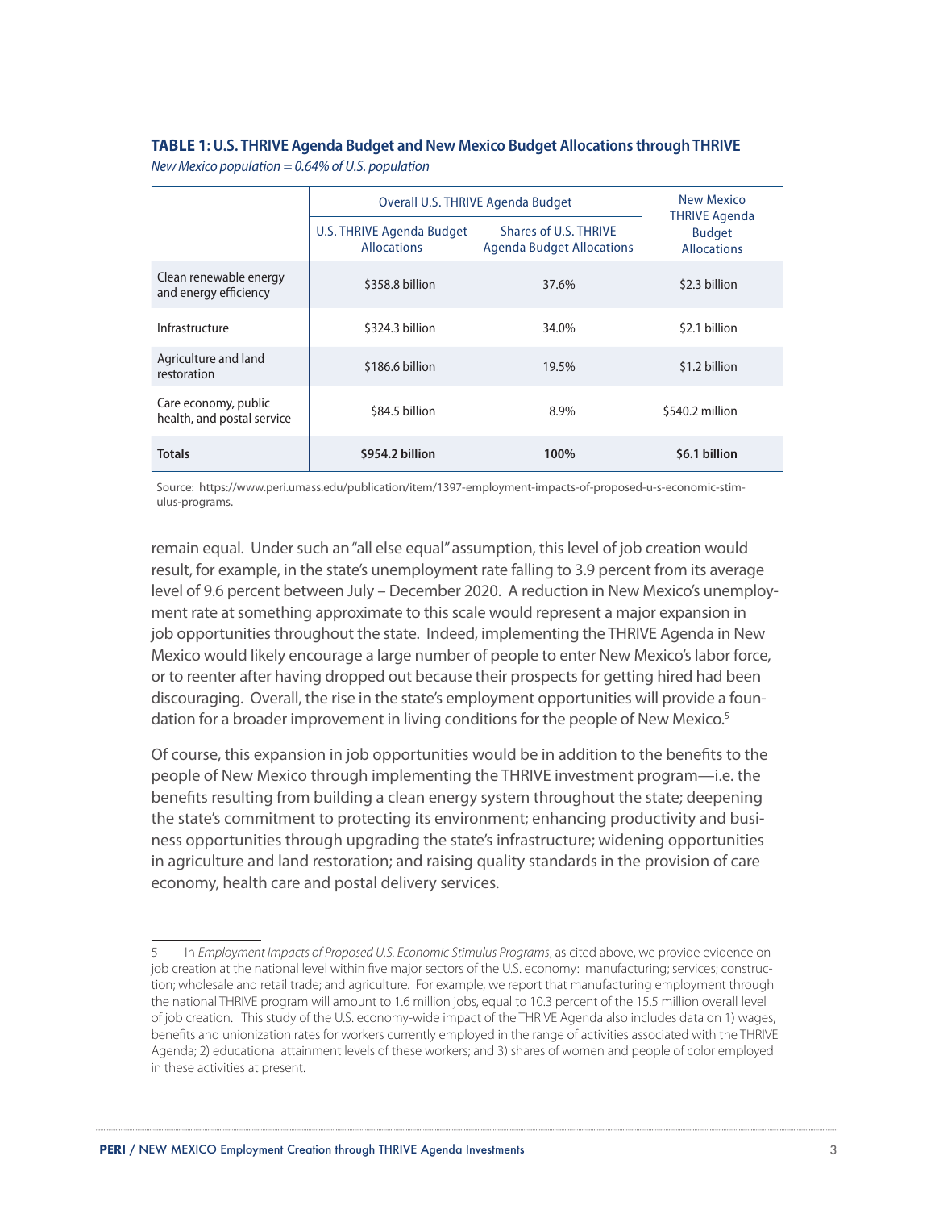**TABLE 1: U.S. THRIVE Agenda Budget and New Mexico Budget Allocations through THRIVE**

*New Mexico population = 0.64% of U.S. population*

| | Overall U.S. THRIVE Agenda Budget | | New Mexico THRIVE Agenda Budget Allocations |
|---|---|---|---|
| | U.S. THRIVE Agenda Budget Allocations | Shares of U.S. THRIVE Agenda Budget Allocations | |
| Clean renewable energy and energy efficiency | $358.8 billion | 37.6% | $2.3 billion |
| Infrastructure | $324.3 billion | 34.0% | $2.1 billion |
| Agriculture and land restoration | $186.6 billion | 19.5% | $1.2 billion |
| Care economy, public health, and postal service | $84.5 billion | 8.9% | $540.2 million |
| **Totals** | **$954.2 billion** | **100%** | **$6.1 billion** |

Source: https://www.peri.umass.edu/publication/item/1397-employment-impacts-of-proposed-u-s-economic-stimulus-programs.

remain equal. Under such an "all else equal" assumption, this level of job creation would result, for example, in the state's unemployment rate falling to 3.9 percent from its average level of 9.6 percent between July – December 2020. A reduction in New Mexico's unemployment rate at something approximate to this scale would represent a major expansion in job opportunities throughout the state. Indeed, implementing the THRIVE Agenda in New Mexico would likely encourage a large number of people to enter New Mexico's labor force, or to reenter after having dropped out because their prospects for getting hired had been discouraging. Overall, the rise in the state's employment opportunities will provide a foundation for a broader improvement in living conditions for the people of New Mexico.[5]

Of course, this expansion in job opportunities would be in addition to the benefits to the people of New Mexico through implementing the THRIVE investment program—i.e. the benefits resulting from building a clean energy system throughout the state; deepening the state's commitment to protecting its environment; enhancing productivity and business opportunities through upgrading the state's infrastructure; widening opportunities in agriculture and land restoration; and raising quality standards in the provision of care economy, health care and postal delivery services.

---

5 In *Employment Impacts of Proposed U.S. Economic Stimulus Programs*, as cited above, we provide evidence on job creation at the national level within five major sectors of the U.S. economy: manufacturing; services; construction; wholesale and retail trade; and agriculture. For example, we report that manufacturing employment through the national THRIVE program will amount to 1.6 million jobs, equal to 10.3 percent of the 15.5 million overall level of job creation. This study of the U.S. economy-wide impact of the THRIVE Agenda also includes data on 1) wages, benefits and unionization rates for workers currently employed in the range of activities associated with the THRIVE Agenda; 2) educational attainment levels of these workers; and 3) shares of women and people of color employed in these activities at present.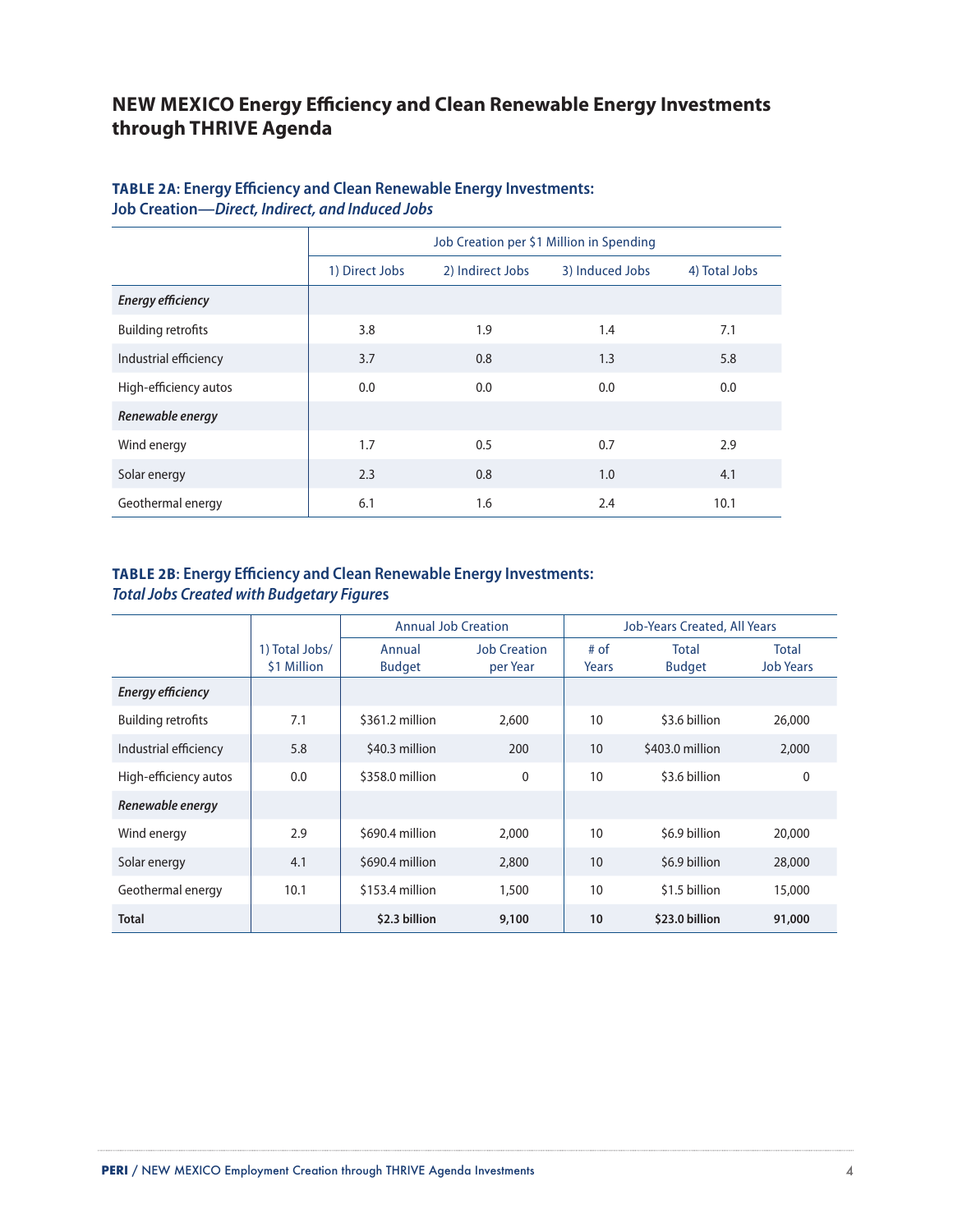## NEW MEXICO Energy Efficiency and Clean Renewable Energy Investments through THRIVE Agenda

### TABLE 2A: Energy Efficiency and Clean Renewable Energy Investments: Job Creation—*Direct, Indirect, and Induced Jobs*

| | Job Creation per $1 Million in Spending | | | |
|---|---|---|---|---|
| | 1) Direct Jobs | 2) Indirect Jobs | 3) Induced Jobs | 4) Total Jobs |
| ***Energy efficiency*** | | | | |
| Building retrofits | 3.8 | 1.9 | 1.4 | 7.1 |
| Industrial efficiency | 3.7 | 0.8 | 1.3 | 5.8 |
| High-efficiency autos | 0.0 | 0.0 | 0.0 | 0.0 |
| ***Renewable energy*** | | | | |
| Wind energy | 1.7 | 0.5 | 0.7 | 2.9 |
| Solar energy | 2.3 | 0.8 | 1.0 | 4.1 |
| Geothermal energy | 6.1 | 1.6 | 2.4 | 10.1 |

### TABLE 2B: Energy Efficiency and Clean Renewable Energy Investments: *Total Jobs Created with Budgetary Figures*

| | | Annual Job Creation | | Job-Years Created, All Years | | |
|---|---|---|---|---|---|---|
| | 1) Total Jobs/ $1 Million | Annual Budget | Job Creation per Year | # of Years | Total Budget | Total Job Years |
| ***Energy efficiency*** | | | | | | |
| Building retrofits | 7.1 | $361.2 million | 2,600 | 10 | $3.6 billion | 26,000 |
| Industrial efficiency | 5.8 | $40.3 million | 200 | 10 | $403.0 million | 2,000 |
| High-efficiency autos | 0.0 | $358.0 million | 0 | 10 | $3.6 billion | 0 |
| ***Renewable energy*** | | | | | | |
| Wind energy | 2.9 | $690.4 million | 2,000 | 10 | $6.9 billion | 20,000 |
| Solar energy | 4.1 | $690.4 million | 2,800 | 10 | $6.9 billion | 28,000 |
| Geothermal energy | 10.1 | $153.4 million | 1,500 | 10 | $1.5 billion | 15,000 |
| **Total** | | **$2.3 billion** | **9,100** | **10** | **$23.0 billion** | **91,000** |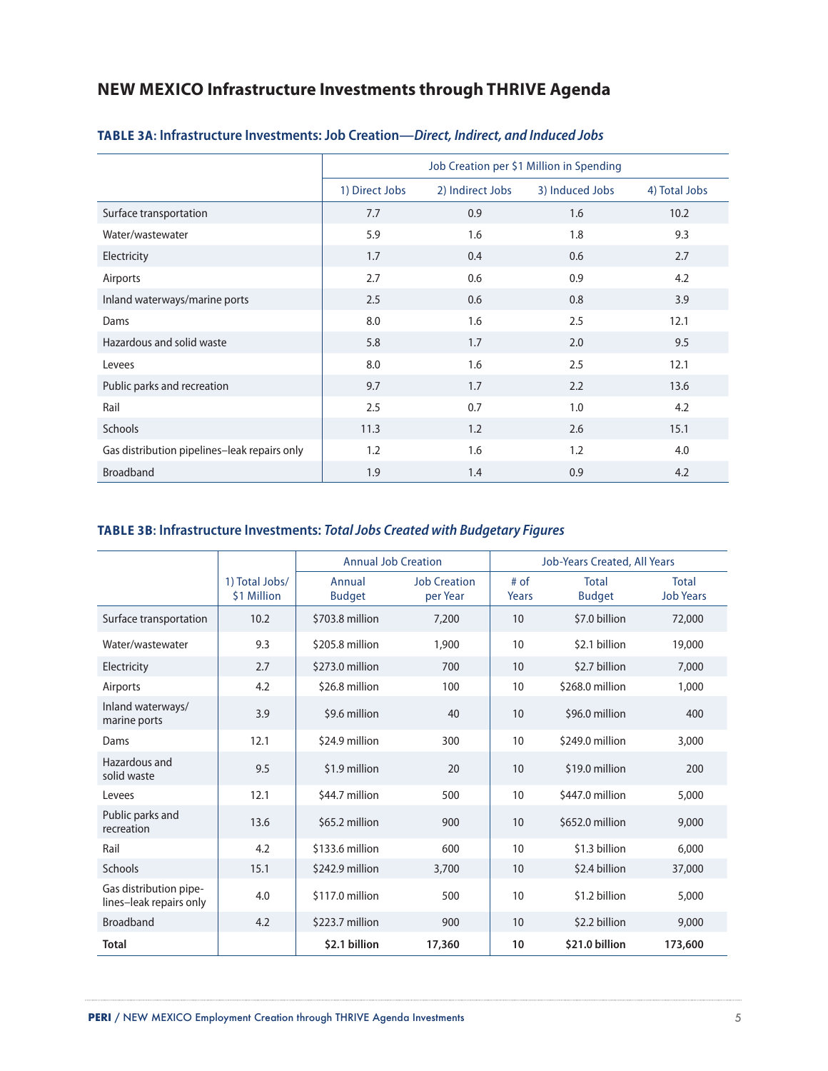## NEW MEXICO Infrastructure Investments through THRIVE Agenda

### TABLE 3A: Infrastructure Investments: Job Creation—*Direct, Indirect, and Induced Jobs*

| | Job Creation per $1 Million in Spending | | | |
|---|---|---|---|---|
| | 1) Direct Jobs | 2) Indirect Jobs | 3) Induced Jobs | 4) Total Jobs |
| Surface transportation | 7.7 | 0.9 | 1.6 | 10.2 |
| Water/wastewater | 5.9 | 1.6 | 1.8 | 9.3 |
| Electricity | 1.7 | 0.4 | 0.6 | 2.7 |
| Airports | 2.7 | 0.6 | 0.9 | 4.2 |
| Inland waterways/marine ports | 2.5 | 0.6 | 0.8 | 3.9 |
| Dams | 8.0 | 1.6 | 2.5 | 12.1 |
| Hazardous and solid waste | 5.8 | 1.7 | 2.0 | 9.5 |
| Levees | 8.0 | 1.6 | 2.5 | 12.1 |
| Public parks and recreation | 9.7 | 1.7 | 2.2 | 13.6 |
| Rail | 2.5 | 0.7 | 1.0 | 4.2 |
| Schools | 11.3 | 1.2 | 2.6 | 15.1 |
| Gas distribution pipelines–leak repairs only | 1.2 | 1.6 | 1.2 | 4.0 |
| Broadband | 1.9 | 1.4 | 0.9 | 4.2 |

### TABLE 3B: Infrastructure Investments: *Total Jobs Created with Budgetary Figures*

| | | Annual Job Creation | | Job-Years Created, All Years | | |
|---|---|---|---|---|---|---|
| | 1) Total Jobs/ $1 Million | Annual Budget | Job Creation per Year | # of Years | Total Budget | Total Job Years |
| Surface transportation | 10.2 | $703.8 million | 7,200 | 10 | $7.0 billion | 72,000 |
| Water/wastewater | 9.3 | $205.8 million | 1,900 | 10 | $2.1 billion | 19,000 |
| Electricity | 2.7 | $273.0 million | 700 | 10 | $2.7 billion | 7,000 |
| Airports | 4.2 | $26.8 million | 100 | 10 | $268.0 million | 1,000 |
| Inland waterways/ marine ports | 3.9 | $9.6 million | 40 | 10 | $96.0 million | 400 |
| Dams | 12.1 | $24.9 million | 300 | 10 | $249.0 million | 3,000 |
| Hazardous and solid waste | 9.5 | $1.9 million | 20 | 10 | $19.0 million | 200 |
| Levees | 12.1 | $44.7 million | 500 | 10 | $447.0 million | 5,000 |
| Public parks and recreation | 13.6 | $65.2 million | 900 | 10 | $652.0 million | 9,000 |
| Rail | 4.2 | $133.6 million | 600 | 10 | $1.3 billion | 6,000 |
| Schools | 15.1 | $242.9 million | 3,700 | 10 | $2.4 billion | 37,000 |
| Gas distribution pipe-lines–leak repairs only | 4.0 | $117.0 million | 500 | 10 | $1.2 billion | 5,000 |
| Broadband | 4.2 | $223.7 million | 900 | 10 | $2.2 billion | 9,000 |
| **Total** | | **$2.1 billion** | **17,360** | **10** | **$21.0 billion** | **173,600** |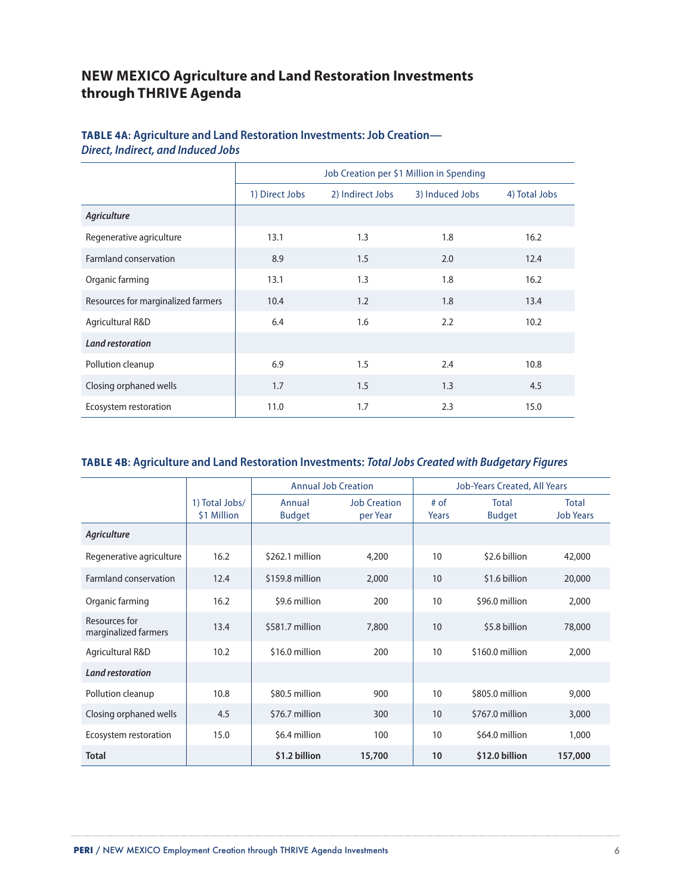## NEW MEXICO Agriculture and Land Restoration Investments through THRIVE Agenda

### TABLE 4A: Agriculture and Land Restoration Investments: Job Creation—*Direct, Indirect, and Induced Jobs*

| | Job Creation per $1 Million in Spending | | | |
|---|---|---|---|---|
| | 1) Direct Jobs | 2) Indirect Jobs | 3) Induced Jobs | 4) Total Jobs |
| ***Agriculture*** | | | | |
| Regenerative agriculture | 13.1 | 1.3 | 1.8 | 16.2 |
| Farmland conservation | 8.9 | 1.5 | 2.0 | 12.4 |
| Organic farming | 13.1 | 1.3 | 1.8 | 16.2 |
| Resources for marginalized farmers | 10.4 | 1.2 | 1.8 | 13.4 |
| Agricultural R&D | 6.4 | 1.6 | 2.2 | 10.2 |
| ***Land restoration*** | | | | |
| Pollution cleanup | 6.9 | 1.5 | 2.4 | 10.8 |
| Closing orphaned wells | 1.7 | 1.5 | 1.3 | 4.5 |
| Ecosystem restoration | 11.0 | 1.7 | 2.3 | 15.0 |

### TABLE 4B: Agriculture and Land Restoration Investments: *Total Jobs Created with Budgetary Figures*

| | | Annual Job Creation | | Job-Years Created, All Years | | |
|---|---|---|---|---|---|---|
| | 1) Total Jobs/ $1 Million | Annual Budget | Job Creation per Year | # of Years | Total Budget | Total Job Years |
| ***Agriculture*** | | | | | | |
| Regenerative agriculture | 16.2 | $262.1 million | 4,200 | 10 | $2.6 billion | 42,000 |
| Farmland conservation | 12.4 | $159.8 million | 2,000 | 10 | $1.6 billion | 20,000 |
| Organic farming | 16.2 | $9.6 million | 200 | 10 | $96.0 million | 2,000 |
| Resources for marginalized farmers | 13.4 | $581.7 million | 7,800 | 10 | $5.8 billion | 78,000 |
| Agricultural R&D | 10.2 | $16.0 million | 200 | 10 | $160.0 million | 2,000 |
| ***Land restoration*** | | | | | | |
| Pollution cleanup | 10.8 | $80.5 million | 900 | 10 | $805.0 million | 9,000 |
| Closing orphaned wells | 4.5 | $76.7 million | 300 | 10 | $767.0 million | 3,000 |
| Ecosystem restoration | 15.0 | $6.4 million | 100 | 10 | $64.0 million | 1,000 |
| **Total** | | **$1.2 billion** | **15,700** | **10** | **$12.0 billion** | **157,000** |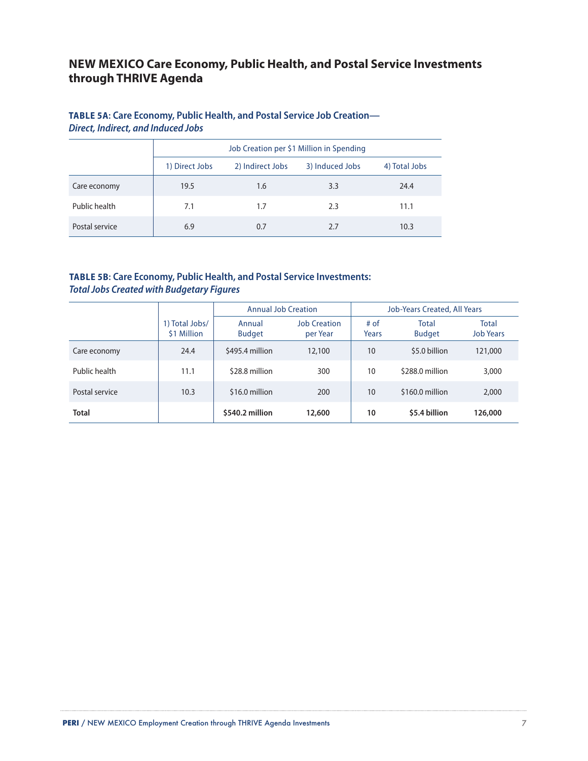## NEW MEXICO Care Economy, Public Health, and Postal Service Investments through THRIVE Agenda

**TABLE 5A: Care Economy, Public Health, and Postal Service Job Creation—** ***Direct, Indirect, and Induced Jobs***

| | Job Creation per $1 Million in Spending | | | |
|---|---|---|---|---|
| | 1) Direct Jobs | 2) Indirect Jobs | 3) Induced Jobs | 4) Total Jobs |
| Care economy | 19.5 | 1.6 | 3.3 | 24.4 |
| Public health | 7.1 | 1.7 | 2.3 | 11.1 |
| Postal service | 6.9 | 0.7 | 2.7 | 10.3 |

**TABLE 5B: Care Economy, Public Health, and Postal Service Investments:** ***Total Jobs Created with Budgetary Figures***

| | | Annual Job Creation | | Job-Years Created, All Years | | |
|---|---|---|---|---|---|---|
| | 1) Total Jobs/ $1 Million | Annual Budget | Job Creation per Year | # of Years | Total Budget | Total Job Years |
| Care economy | 24.4 | $495.4 million | 12,100 | 10 | $5.0 billion | 121,000 |
| Public health | 11.1 | $28.8 million | 300 | 10 | $288.0 million | 3,000 |
| Postal service | 10.3 | $16.0 million | 200 | 10 | $160.0 million | 2,000 |
| **Total** | | **$540.2 million** | **12,600** | **10** | **$5.4 billion** | **126,000** |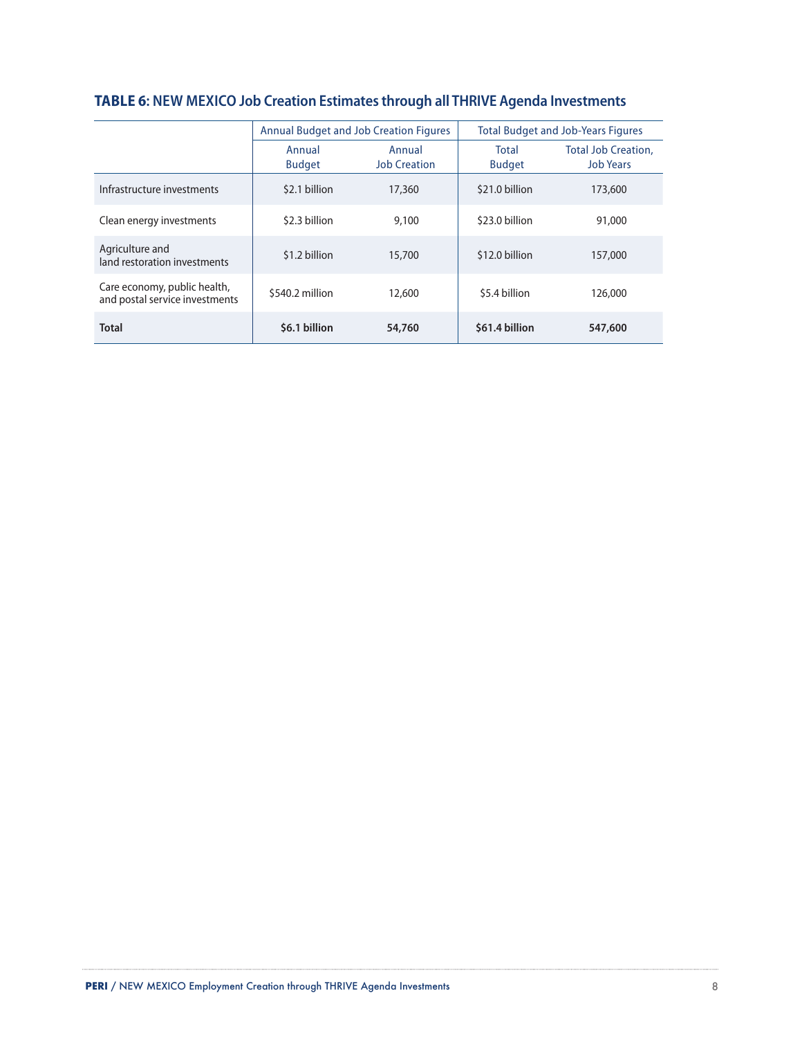**TABLE 6: NEW MEXICO Job Creation Estimates through all THRIVE Agenda Investments**

| | Annual Budget and Job Creation Figures | | Total Budget and Job-Years Figures | |
|---|---|---|---|---|
| | Annual Budget | Annual Job Creation | Total Budget | Total Job Creation, Job Years |
| Infrastructure investments | $2.1 billion | 17,360 | $21.0 billion | 173,600 |
| Clean energy investments | $2.3 billion | 9,100 | $23.0 billion | 91,000 |
| Agriculture and land restoration investments | $1.2 billion | 15,700 | $12.0 billion | 157,000 |
| Care economy, public health, and postal service investments | $540.2 million | 12,600 | $5.4 billion | 126,000 |
| **Total** | **$6.1 billion** | **54,760** | **$61.4 billion** | **547,600** |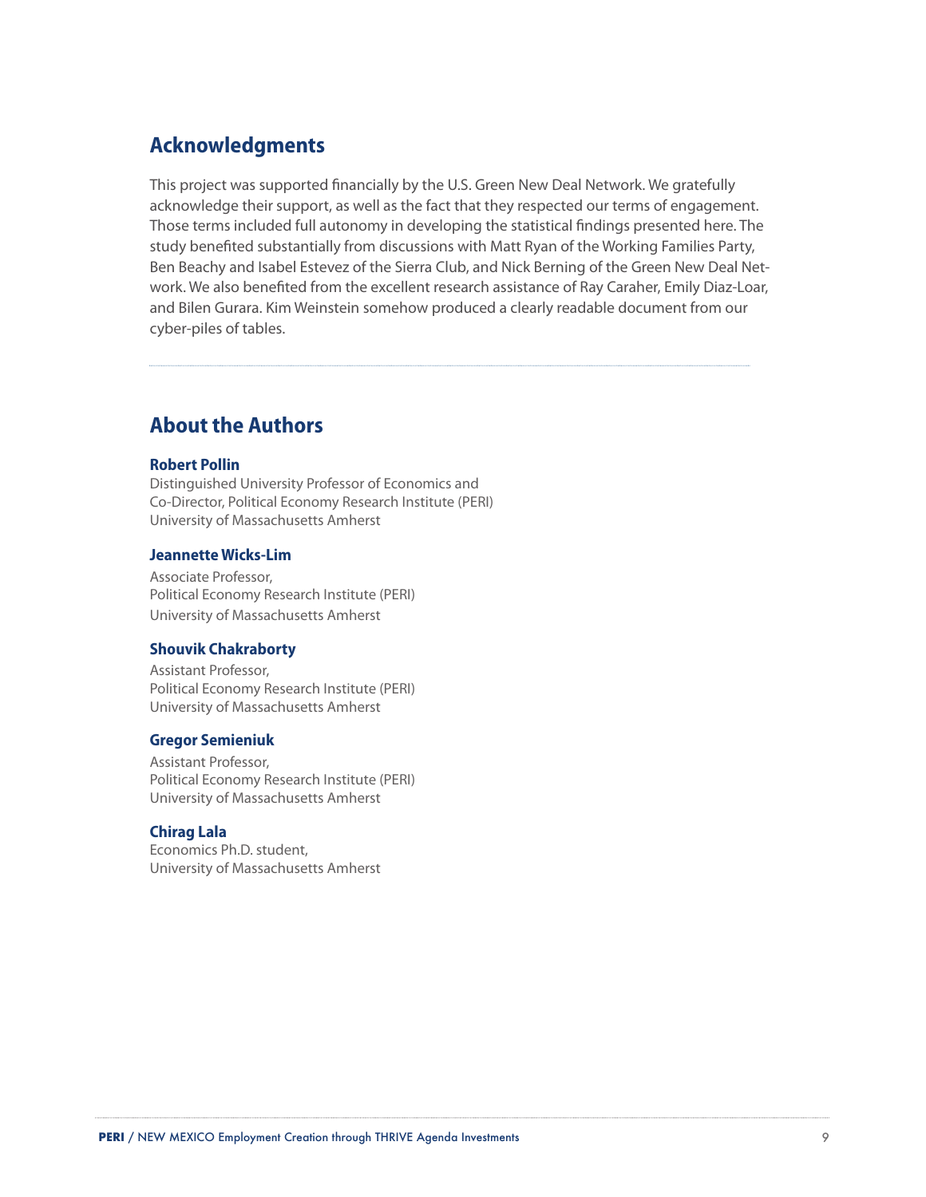## Acknowledgments

This project was supported financially by the U.S. Green New Deal Network. We gratefully acknowledge their support, as well as the fact that they respected our terms of engagement. Those terms included full autonomy in developing the statistical findings presented here. The study benefited substantially from discussions with Matt Ryan of the Working Families Party, Ben Beachy and Isabel Estevez of the Sierra Club, and Nick Berning of the Green New Deal Network. We also benefited from the excellent research assistance of Ray Caraher, Emily Diaz-Loar, and Bilen Gurara. Kim Weinstein somehow produced a clearly readable document from our cyber-piles of tables.

---

## About the Authors

**Robert Pollin**
Distinguished University Professor of Economics and
Co-Director, Political Economy Research Institute (PERI)
University of Massachusetts Amherst

**Jeannette Wicks-Lim**
Associate Professor,
Political Economy Research Institute (PERI)
University of Massachusetts Amherst

**Shouvik Chakraborty**
Assistant Professor,
Political Economy Research Institute (PERI)
University of Massachusetts Amherst

**Gregor Semieniuk**
Assistant Professor,
Political Economy Research Institute (PERI)
University of Massachusetts Amherst

**Chirag Lala**
Economics Ph.D. student,
University of Massachusetts Amherst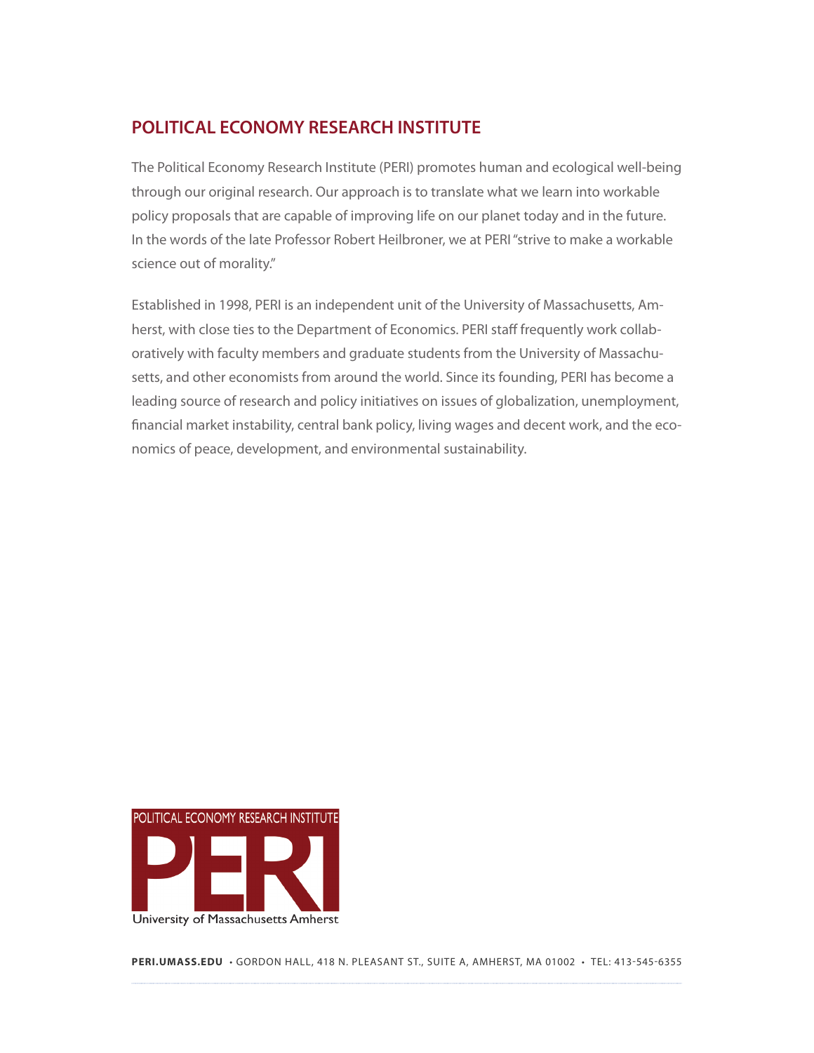## POLITICAL ECONOMY RESEARCH INSTITUTE

The Political Economy Research Institute (PERI) promotes human and ecological well-being through our original research. Our approach is to translate what we learn into workable policy proposals that are capable of improving life on our planet today and in the future. In the words of the late Professor Robert Heilbroner, we at PERI "strive to make a workable science out of morality."

Established in 1998, PERI is an independent unit of the University of Massachusetts, Amherst, with close ties to the Department of Economics. PERI staff frequently work collaboratively with faculty members and graduate students from the University of Massachusetts, and other economists from around the world. Since its founding, PERI has become a leading source of research and policy initiatives on issues of globalization, unemployment, financial market instability, central bank policy, living wages and decent work, and the economics of peace, development, and environmental sustainability.

POLITICAL ECONOMY RESEARCH INSTITUTE

PERI

University of Massachusetts Amherst

**PERI.UMASS.EDU** • GORDON HALL, 418 N. PLEASANT ST., SUITE A, AMHERST, MA 01002 • TEL: 413-545-6355